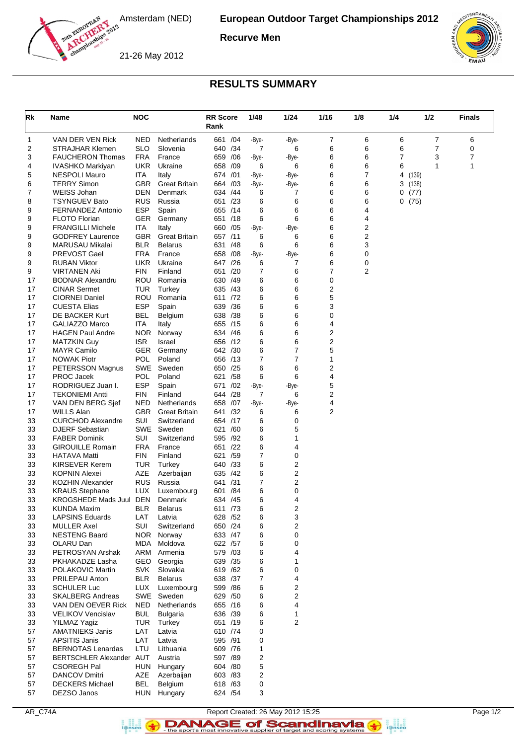Amsterdam (NED)

21-26 May 2012

**European Outdoor Target Championships 2012**

**Recurve Men**

# RESULTS SUMMARY

| Rk | Name | NOC | | RR Score Rank | 1/48 | 1/24 | 1/16 | 1/8 | 1/4 | 1/2 | Finals |
|---|---|---|---|---|---|---|---|---|---|---|---|
| 1 | VAN DER VEN Rick | NED | Netherlands | 661 /04 | -Bye- | -Bye- | 7 | 6 | 6 | 7 | 6 |
| 2 | STRAJHAR Klemen | SLO | Slovenia | 640 /34 | 7 | 6 | 6 | 6 | 6 | 7 | 0 |
| 3 | FAUCHERON Thomas | FRA | France | 659 /06 | -Bye- | -Bye- | 6 | 6 | 7 | 3 | 7 |
| 4 | IVASHKO Markiyan | UKR | Ukraine | 658 /09 | 6 | 6 | 6 | 6 | 6 | 1 | 1 |
| 5 | NESPOLI Mauro | ITA | Italy | 674 /01 | -Bye- | -Bye- | 6 | 7 | 4 (139) | | |
| 6 | TERRY Simon | GBR | Great Britain | 664 /03 | -Bye- | -Bye- | 6 | 6 | 3 (138) | | |
| 7 | WEISS Johan | DEN | Denmark | 634 /44 | 6 | 7 | 6 | 6 | 0 (77) | | |
| 8 | TSYNGUEV Bato | RUS | Russia | 651 /23 | 6 | 6 | 6 | 6 | 0 (75) | | |
| 9 | FERNANDEZ Antonio | ESP | Spain | 655 /14 | 6 | 6 | 6 | 4 | | | |
| 9 | FLOTO Florian | GER | Germany | 651 /18 | 6 | 6 | 6 | 4 | | | |
| 9 | FRANGILLI Michele | ITA | Italy | 660 /05 | -Bye- | -Bye- | 6 | 2 | | | |
| 9 | GODFREY Laurence | GBR | Great Britain | 657 /11 | 6 | 6 | 6 | 2 | | | |
| 9 | MARUSAU Mikalai | BLR | Belarus | 631 /48 | 6 | 6 | 6 | 3 | | | |
| 9 | PREVOST Gael | FRA | France | 658 /08 | -Bye- | -Bye- | 6 | 0 | | | |
| 9 | RUBAN Viktor | UKR | Ukraine | 647 /26 | 6 | 7 | 6 | 0 | | | |
| 9 | VIRTANEN Aki | FIN | Finland | 651 /20 | 7 | 6 | 7 | 2 | | | |
| 17 | BODNAR Alexandru | ROU | Romania | 630 /49 | 6 | 6 | 0 | | | | |
| 17 | CINAR Sermet | TUR | Turkey | 635 /43 | 6 | 6 | 2 | | | | |
| 17 | CIORNEI Daniel | ROU | Romania | 611 /72 | 6 | 6 | 5 | | | | |
| 17 | CUESTA Elias | ESP | Spain | 639 /36 | 6 | 6 | 3 | | | | |
| 17 | DE BACKER Kurt | BEL | Belgium | 638 /38 | 6 | 6 | 0 | | | | |
| 17 | GALIAZZO Marco | ITA | Italy | 655 /15 | 6 | 6 | 4 | | | | |
| 17 | HAGEN Paul Andre | NOR | Norway | 634 /46 | 6 | 6 | 2 | | | | |
| 17 | MATZKIN Guy | ISR | Israel | 656 /12 | 6 | 6 | 2 | | | | |
| 17 | MAYR Camilo | GER | Germany | 642 /30 | 6 | 7 | 5 | | | | |
| 17 | NOWAK Piotr | POL | Poland | 656 /13 | 7 | 7 | 1 | | | | |
| 17 | PETERSSON Magnus | SWE | Sweden | 650 /25 | 6 | 6 | 2 | | | | |
| 17 | PROC Jacek | POL | Poland | 621 /58 | 6 | 6 | 4 | | | | |
| 17 | RODRIGUEZ Juan I. | ESP | Spain | 671 /02 | -Bye- | -Bye- | 5 | | | | |
| 17 | TEKONIEMI Antti | FIN | Finland | 644 /28 | 7 | 6 | 2 | | | | |
| 17 | VAN DEN BERG Sjef | NED | Netherlands | 658 /07 | -Bye- | -Bye- | 4 | | | | |
| 17 | WILLS Alan | GBR | Great Britain | 641 /32 | 6 | 6 | 2 | | | | |
| 33 | CURCHOD Alexandre | SUI | Switzerland | 654 /17 | 6 | 0 | | | | | |
| 33 | DJERF Sebastian | SWE | Sweden | 621 /60 | 6 | 5 | | | | | |
| 33 | FABER Dominik | SUI | Switzerland | 595 /92 | 6 | 1 | | | | | |
| 33 | GIROUILLE Romain | FRA | France | 651 /22 | 6 | 4 | | | | | |
| 33 | HATAVA Matti | FIN | Finland | 621 /59 | 7 | 0 | | | | | |
| 33 | KIRSEVER Kerem | TUR | Turkey | 640 /33 | 6 | 2 | | | | | |
| 33 | KOPNIN Alexei | AZE | Azerbaijan | 635 /42 | 6 | 2 | | | | | |
| 33 | KOZHIN Alexander | RUS | Russia | 641 /31 | 7 | 2 | | | | | |
| 33 | KRAUS Stephane | LUX | Luxembourg | 601 /84 | 6 | 0 | | | | | |
| 33 | KROGSHEDE Mads Juul | DEN | Denmark | 634 /45 | 6 | 4 | | | | | |
| 33 | KUNDA Maxim | BLR | Belarus | 611 /73 | 6 | 2 | | | | | |
| 33 | LAPSINS Eduards | LAT | Latvia | 628 /52 | 6 | 3 | | | | | |
| 33 | MULLER Axel | SUI | Switzerland | 650 /24 | 6 | 2 | | | | | |
| 33 | NESTENG Baard | NOR | Norway | 633 /47 | 6 | 0 | | | | | |
| 33 | OLARU Dan | MDA | Moldova | 622 /57 | 6 | 0 | | | | | |
| 33 | PETROSYAN Arshak | ARM | Armenia | 579 /03 | 6 | 4 | | | | | |
| 33 | PKHAKADZE Lasha | GEO | Georgia | 639 /35 | 6 | 1 | | | | | |
| 33 | POLAKOVIC Martin | SVK | Slovakia | 619 /62 | 6 | 0 | | | | | |
| 33 | PRILEPAU Anton | BLR | Belarus | 638 /37 | 7 | 4 | | | | | |
| 33 | SCHULER Luc | LUX | Luxembourg | 599 /86 | 6 | 2 | | | | | |
| 33 | SKALBERG Andreas | SWE | Sweden | 629 /50 | 6 | 2 | | | | | |
| 33 | VAN DEN OEVER Rick | NED | Netherlands | 655 /16 | 6 | 4 | | | | | |
| 33 | VELIKOV Vencislav | BUL | Bulgaria | 636 /39 | 6 | 1 | | | | | |
| 33 | YILMAZ Yagiz | TUR | Turkey | 651 /19 | 6 | 2 | | | | | |
| 57 | AMATNIEKS Janis | LAT | Latvia | 610 /74 | 0 | | | | | | |
| 57 | APSITIS Janis | LAT | Latvia | 595 /91 | 0 | | | | | | |
| 57 | BERNOTAS Lenardas | LTU | Lithuania | 609 /76 | 1 | | | | | | |
| 57 | BERTSCHLER Alexander | AUT | Austria | 597 /89 | 2 | | | | | | |
| 57 | CSOREGH Pal | HUN | Hungary | 604 /80 | 5 | | | | | | |
| 57 | DANCOV Dmitri | AZE | Azerbaijan | 603 /83 | 2 | | | | | | |
| 57 | DECKERS Michael | BEL | Belgium | 618 /63 | 0 | | | | | | |
| 57 | DEZSO Janos | HUN | Hungary | 624 /54 | 3 | | | | | | |

AR_C74A Report Created: 26 May 2012 15:25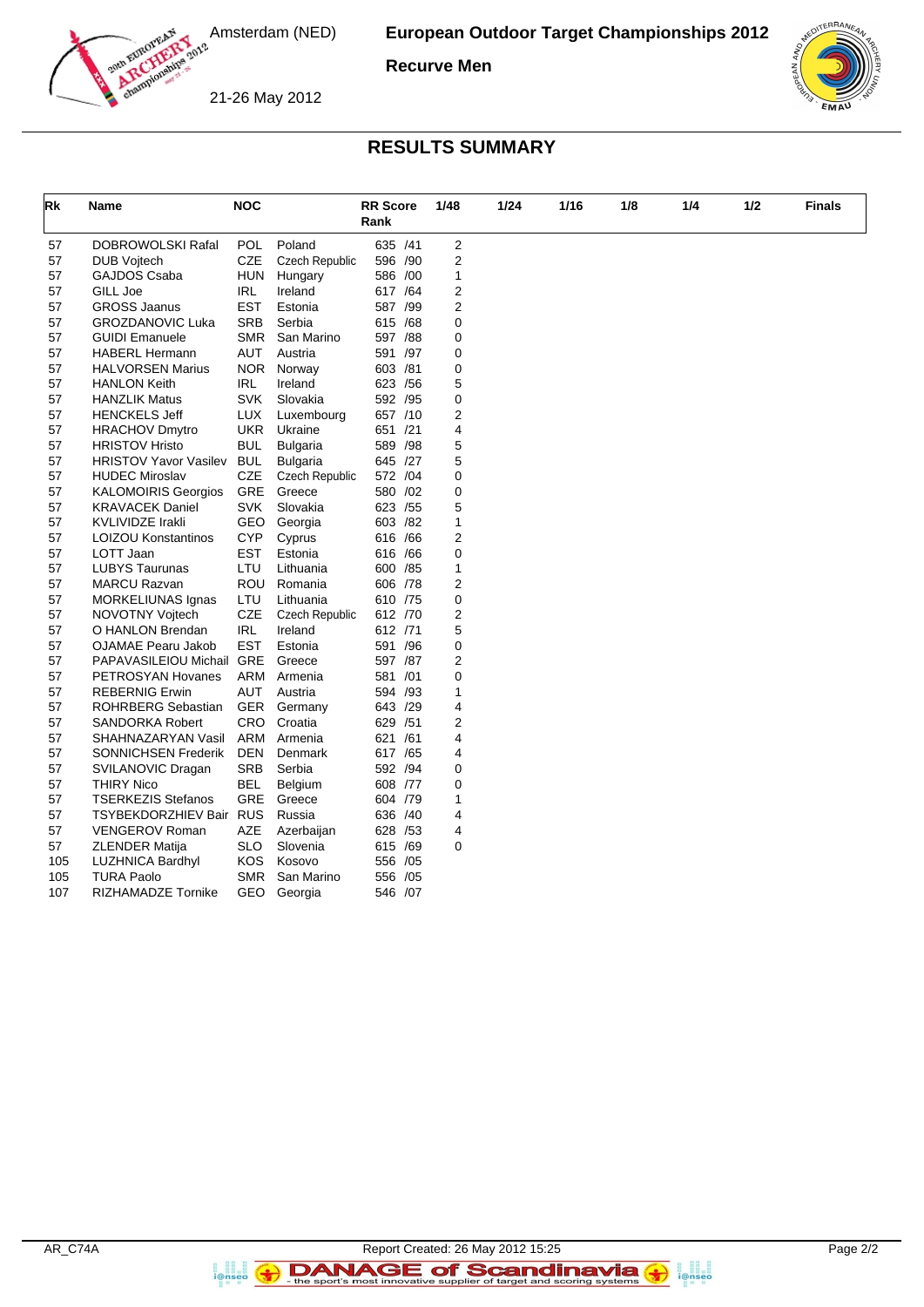## RESULTS SUMMARY

| Rk | Name | NOC | | RR Score Rank | 1/48 | 1/24 | 1/16 | 1/8 | 1/4 | 1/2 | Finals |
|---|---|---|---|---|---|---|---|---|---|---|---|
| 57 | DOBROWOLSKI Rafal | POL | Poland | 635 /41 | 2 | | | | | | |
| 57 | DUB Vojtech | CZE | Czech Republic | 596 /90 | 2 | | | | | | |
| 57 | GAJDOS Csaba | HUN | Hungary | 586 /00 | 1 | | | | | | |
| 57 | GILL Joe | IRL | Ireland | 617 /64 | 2 | | | | | | |
| 57 | GROSS Jaanus | EST | Estonia | 587 /99 | 2 | | | | | | |
| 57 | GROZDANOVIC Luka | SRB | Serbia | 615 /68 | 0 | | | | | | |
| 57 | GUIDI Emanuele | SMR | San Marino | 597 /88 | 0 | | | | | | |
| 57 | HABERL Hermann | AUT | Austria | 591 /97 | 0 | | | | | | |
| 57 | HALVORSEN Marius | NOR | Norway | 603 /81 | 0 | | | | | | |
| 57 | HANLON Keith | IRL | Ireland | 623 /56 | 5 | | | | | | |
| 57 | HANZLIK Matus | SVK | Slovakia | 592 /95 | 0 | | | | | | |
| 57 | HENCKELS Jeff | LUX | Luxembourg | 657 /10 | 2 | | | | | | |
| 57 | HRACHOV Dmytro | UKR | Ukraine | 651 /21 | 4 | | | | | | |
| 57 | HRISTOV Hristo | BUL | Bulgaria | 589 /98 | 5 | | | | | | |
| 57 | HRISTOV Yavor Vasilev | BUL | Bulgaria | 645 /27 | 5 | | | | | | |
| 57 | HUDEC Miroslav | CZE | Czech Republic | 572 /04 | 0 | | | | | | |
| 57 | KALOMOIRIS Georgios | GRE | Greece | 580 /02 | 0 | | | | | | |
| 57 | KRAVACEK Daniel | SVK | Slovakia | 623 /55 | 5 | | | | | | |
| 57 | KVLIVIDZE Irakli | GEO | Georgia | 603 /82 | 1 | | | | | | |
| 57 | LOIZOU Konstantinos | CYP | Cyprus | 616 /66 | 2 | | | | | | |
| 57 | LOTT Jaan | EST | Estonia | 616 /66 | 0 | | | | | | |
| 57 | LUBYS Taurunas | LTU | Lithuania | 600 /85 | 1 | | | | | | |
| 57 | MARCU Razvan | ROU | Romania | 606 /78 | 2 | | | | | | |
| 57 | MORKELIUNAS Ignas | LTU | Lithuania | 610 /75 | 0 | | | | | | |
| 57 | NOVOTNY Vojtech | CZE | Czech Republic | 612 /70 | 2 | | | | | | |
| 57 | O HANLON Brendan | IRL | Ireland | 612 /71 | 5 | | | | | | |
| 57 | OJAMAE Pearu Jakob | EST | Estonia | 591 /96 | 0 | | | | | | |
| 57 | PAPAVASILEIOU Michail | GRE | Greece | 597 /87 | 2 | | | | | | |
| 57 | PETROSYAN Hovanes | ARM | Armenia | 581 /01 | 0 | | | | | | |
| 57 | REBERNIG Erwin | AUT | Austria | 594 /93 | 1 | | | | | | |
| 57 | ROHRBERG Sebastian | GER | Germany | 643 /29 | 4 | | | | | | |
| 57 | SANDORKA Robert | CRO | Croatia | 629 /51 | 2 | | | | | | |
| 57 | SHAHNAZARYAN Vasil | ARM | Armenia | 621 /61 | 4 | | | | | | |
| 57 | SONNICHSEN Frederik | DEN | Denmark | 617 /65 | 4 | | | | | | |
| 57 | SVILANOVIC Dragan | SRB | Serbia | 592 /94 | 0 | | | | | | |
| 57 | THIRY Nico | BEL | Belgium | 608 /77 | 0 | | | | | | |
| 57 | TSERKEZIS Stefanos | GRE | Greece | 604 /79 | 1 | | | | | | |
| 57 | TSYBEKDORZHIEV Bair | RUS | Russia | 636 /40 | 4 | | | | | | |
| 57 | VENGEROV Roman | AZE | Azerbaijan | 628 /53 | 4 | | | | | | |
| 57 | ZLENDER Matija | SLO | Slovenia | 615 /69 | 0 | | | | | | |
| 105 | LUZHNICA Bardhyl | KOS | Kosovo | 556 /05 | | | | | | | |
| 105 | TURA Paolo | SMR | San Marino | 556 /05 | | | | | | | |
| 107 | RIZHAMADZE Tornike | GEO | Georgia | 546 /07 | | | | | | | |